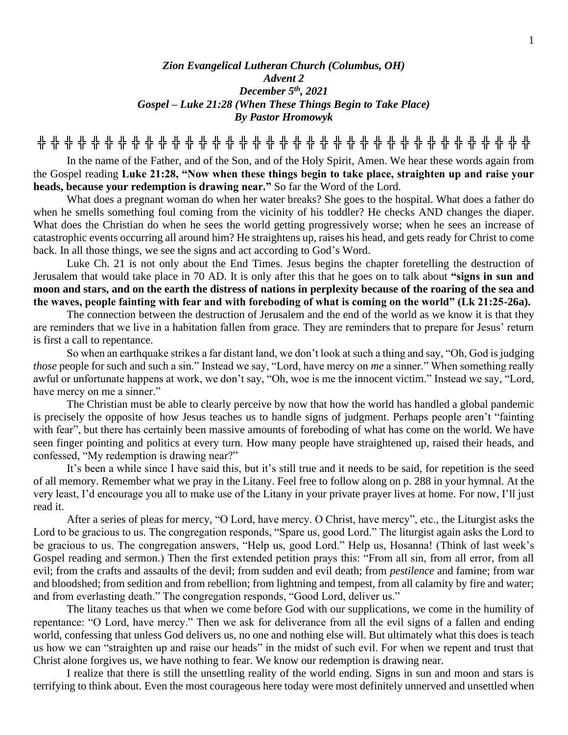***Zion Evangelical Lutheran Church (Columbus, OH)***
***Advent 2***
***December 5th, 2021***
***Gospel – Luke 21:28 (When These Things Begin to Take Place)***
***By Pastor Hromowyk***

╬ ╬ ╬ ╬ ╬ ╬ ╬ ╬ ╬ ╬ ╬ ╬ ╬ ╬ ╬ ╬ ╬ ╬ ╬ ╬ ╬ ╬ ╬ ╬ ╬ ╬ ╬ ╬ ╬ ╬ ╬ ╬ ╬ ╬ ╬ ╬ ╬ ╬

In the name of the Father, and of the Son, and of the Holy Spirit, Amen. We hear these words again from the Gospel reading **Luke 21:28, "Now when these things begin to take place, straighten up and raise your heads, because your redemption is drawing near."** So far the Word of the Lord.

What does a pregnant woman do when her water breaks? She goes to the hospital. What does a father do when he smells something foul coming from the vicinity of his toddler? He checks AND changes the diaper. What does the Christian do when he sees the world getting progressively worse; when he sees an increase of catastrophic events occurring all around him? He straightens up, raises his head, and gets ready for Christ to come back. In all those things, we see the signs and act according to God's Word.

Luke Ch. 21 is not only about the End Times. Jesus begins the chapter foretelling the destruction of Jerusalem that would take place in 70 AD. It is only after this that he goes on to talk about **"signs in sun and moon and stars, and on the earth the distress of nations in perplexity because of the roaring of the sea and the waves, people fainting with fear and with foreboding of what is coming on the world" (Lk 21:25-26a).**

The connection between the destruction of Jerusalem and the end of the world as we know it is that they are reminders that we live in a habitation fallen from grace. They are reminders that to prepare for Jesus' return is first a call to repentance.

So when an earthquake strikes a far distant land, we don't look at such a thing and say, "Oh, God is judging *those* people for such and such a sin." Instead we say, "Lord, have mercy on *me* a sinner." When something really awful or unfortunate happens at work, we don't say, "Oh, woe is me the innocent victim." Instead we say, "Lord, have mercy on me a sinner."

The Christian must be able to clearly perceive by now that how the world has handled a global pandemic is precisely the opposite of how Jesus teaches us to handle signs of judgment. Perhaps people aren't "fainting with fear", but there has certainly been massive amounts of foreboding of what has come on the world. We have seen finger pointing and politics at every turn. How many people have straightened up, raised their heads, and confessed, "My redemption is drawing near?"

It's been a while since I have said this, but it's still true and it needs to be said, for repetition is the seed of all memory. Remember what we pray in the Litany. Feel free to follow along on p. 288 in your hymnal. At the very least, I'd encourage you all to make use of the Litany in your private prayer lives at home. For now, I'll just read it.

After a series of pleas for mercy, "O Lord, have mercy. O Christ, have mercy", etc., the Liturgist asks the Lord to be gracious to us. The congregation responds, "Spare us, good Lord." The liturgist again asks the Lord to be gracious to us. The congregation answers, "Help us, good Lord." Help us, Hosanna! (Think of last week's Gospel reading and sermon.) Then the first extended petition prays this: "From all sin, from all error, from all evil; from the crafts and assaults of the devil; from sudden and evil death; from *pestilence* and famine; from war and bloodshed; from sedition and from rebellion; from lightning and tempest, from all calamity by fire and water; and from everlasting death." The congregation responds, "Good Lord, deliver us."

The litany teaches us that when we come before God with our supplications, we come in the humility of repentance: "O Lord, have mercy." Then we ask for deliverance from all the evil signs of a fallen and ending world, confessing that unless God delivers us, no one and nothing else will. But ultimately what this does is teach us how we can "straighten up and raise our heads" in the midst of such evil. For when we repent and trust that Christ alone forgives us, we have nothing to fear. We know our redemption is drawing near.

I realize that there is still the unsettling reality of the world ending. Signs in sun and moon and stars is terrifying to think about. Even the most courageous here today were most definitely unnerved and unsettled when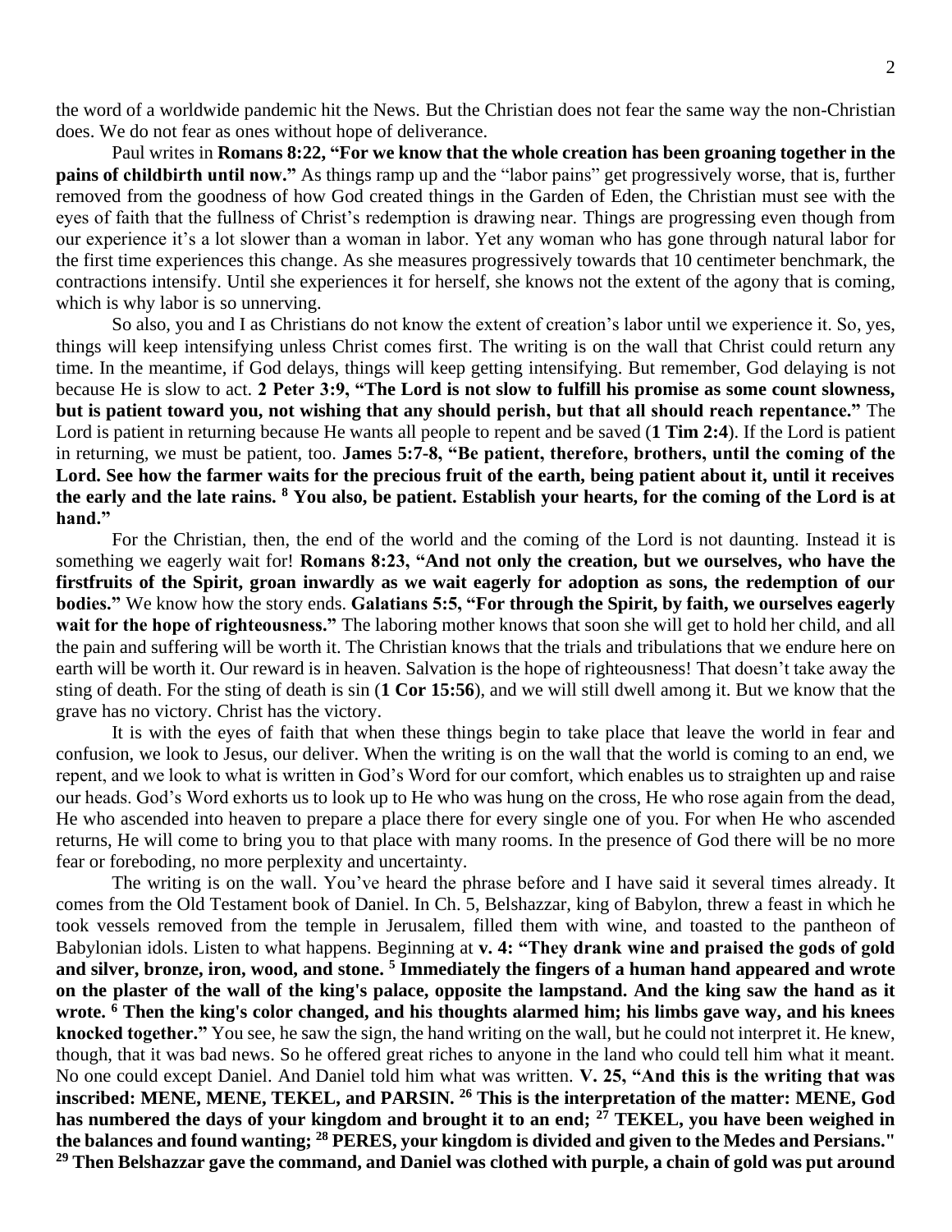the word of a worldwide pandemic hit the News. But the Christian does not fear the same way the non-Christian does. We do not fear as ones without hope of deliverance.

Paul writes in **Romans 8:22, "For we know that the whole creation has been groaning together in the pains of childbirth until now."** As things ramp up and the "labor pains" get progressively worse, that is, further removed from the goodness of how God created things in the Garden of Eden, the Christian must see with the eyes of faith that the fullness of Christ's redemption is drawing near. Things are progressing even though from our experience it's a lot slower than a woman in labor. Yet any woman who has gone through natural labor for the first time experiences this change. As she measures progressively towards that 10 centimeter benchmark, the contractions intensify. Until she experiences it for herself, she knows not the extent of the agony that is coming, which is why labor is so unnerving.

So also, you and I as Christians do not know the extent of creation's labor until we experience it. So, yes, things will keep intensifying unless Christ comes first. The writing is on the wall that Christ could return any time. In the meantime, if God delays, things will keep getting intensifying. But remember, God delaying is not because He is slow to act. **2 Peter 3:9, "The Lord is not slow to fulfill his promise as some count slowness, but is patient toward you, not wishing that any should perish, but that all should reach repentance."** The Lord is patient in returning because He wants all people to repent and be saved (**1 Tim 2:4**). If the Lord is patient in returning, we must be patient, too. **James 5:7-8, "Be patient, therefore, brothers, until the coming of the Lord. See how the farmer waits for the precious fruit of the earth, being patient about it, until it receives the early and the late rains. 8 You also, be patient. Establish your hearts, for the coming of the Lord is at hand."**

For the Christian, then, the end of the world and the coming of the Lord is not daunting. Instead it is something we eagerly wait for! **Romans 8:23, "And not only the creation, but we ourselves, who have the firstfruits of the Spirit, groan inwardly as we wait eagerly for adoption as sons, the redemption of our bodies."** We know how the story ends. **Galatians 5:5, "For through the Spirit, by faith, we ourselves eagerly wait for the hope of righteousness."** The laboring mother knows that soon she will get to hold her child, and all the pain and suffering will be worth it. The Christian knows that the trials and tribulations that we endure here on earth will be worth it. Our reward is in heaven. Salvation is the hope of righteousness! That doesn't take away the sting of death. For the sting of death is sin (**1 Cor 15:56**), and we will still dwell among it. But we know that the grave has no victory. Christ has the victory.

It is with the eyes of faith that when these things begin to take place that leave the world in fear and confusion, we look to Jesus, our deliver. When the writing is on the wall that the world is coming to an end, we repent, and we look to what is written in God's Word for our comfort, which enables us to straighten up and raise our heads. God's Word exhorts us to look up to He who was hung on the cross, He who rose again from the dead, He who ascended into heaven to prepare a place there for every single one of you. For when He who ascended returns, He will come to bring you to that place with many rooms. In the presence of God there will be no more fear or foreboding, no more perplexity and uncertainty.

The writing is on the wall. You've heard the phrase before and I have said it several times already. It comes from the Old Testament book of Daniel. In Ch. 5, Belshazzar, king of Babylon, threw a feast in which he took vessels removed from the temple in Jerusalem, filled them with wine, and toasted to the pantheon of Babylonian idols. Listen to what happens. Beginning at **v. 4: "They drank wine and praised the gods of gold and silver, bronze, iron, wood, and stone. 5 Immediately the fingers of a human hand appeared and wrote on the plaster of the wall of the king's palace, opposite the lampstand. And the king saw the hand as it wrote. 6 Then the king's color changed, and his thoughts alarmed him; his limbs gave way, and his knees knocked together."** You see, he saw the sign, the hand writing on the wall, but he could not interpret it. He knew, though, that it was bad news. So he offered great riches to anyone in the land who could tell him what it meant. No one could except Daniel. And Daniel told him what was written. **V. 25, "And this is the writing that was inscribed: MENE, MENE, TEKEL, and PARSIN. 26 This is the interpretation of the matter: MENE, God has numbered the days of your kingdom and brought it to an end; 27 TEKEL, you have been weighed in the balances and found wanting; 28 PERES, your kingdom is divided and given to the Medes and Persians." 29 Then Belshazzar gave the command, and Daniel was clothed with purple, a chain of gold was put around**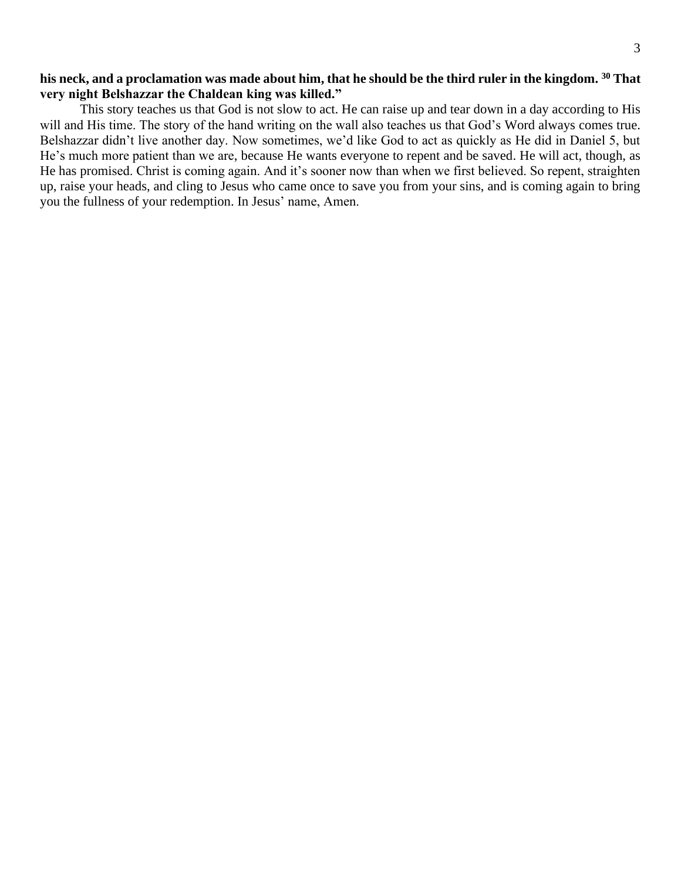**his neck, and a proclamation was made about him, that he should be the third ruler in the kingdom. [30] That very night Belshazzar the Chaldean king was killed."**

This story teaches us that God is not slow to act. He can raise up and tear down in a day according to His will and His time. The story of the hand writing on the wall also teaches us that God's Word always comes true. Belshazzar didn't live another day. Now sometimes, we'd like God to act as quickly as He did in Daniel 5, but He's much more patient than we are, because He wants everyone to repent and be saved. He will act, though, as He has promised. Christ is coming again. And it's sooner now than when we first believed. So repent, straighten up, raise your heads, and cling to Jesus who came once to save you from your sins, and is coming again to bring you the fullness of your redemption. In Jesus' name, Amen.